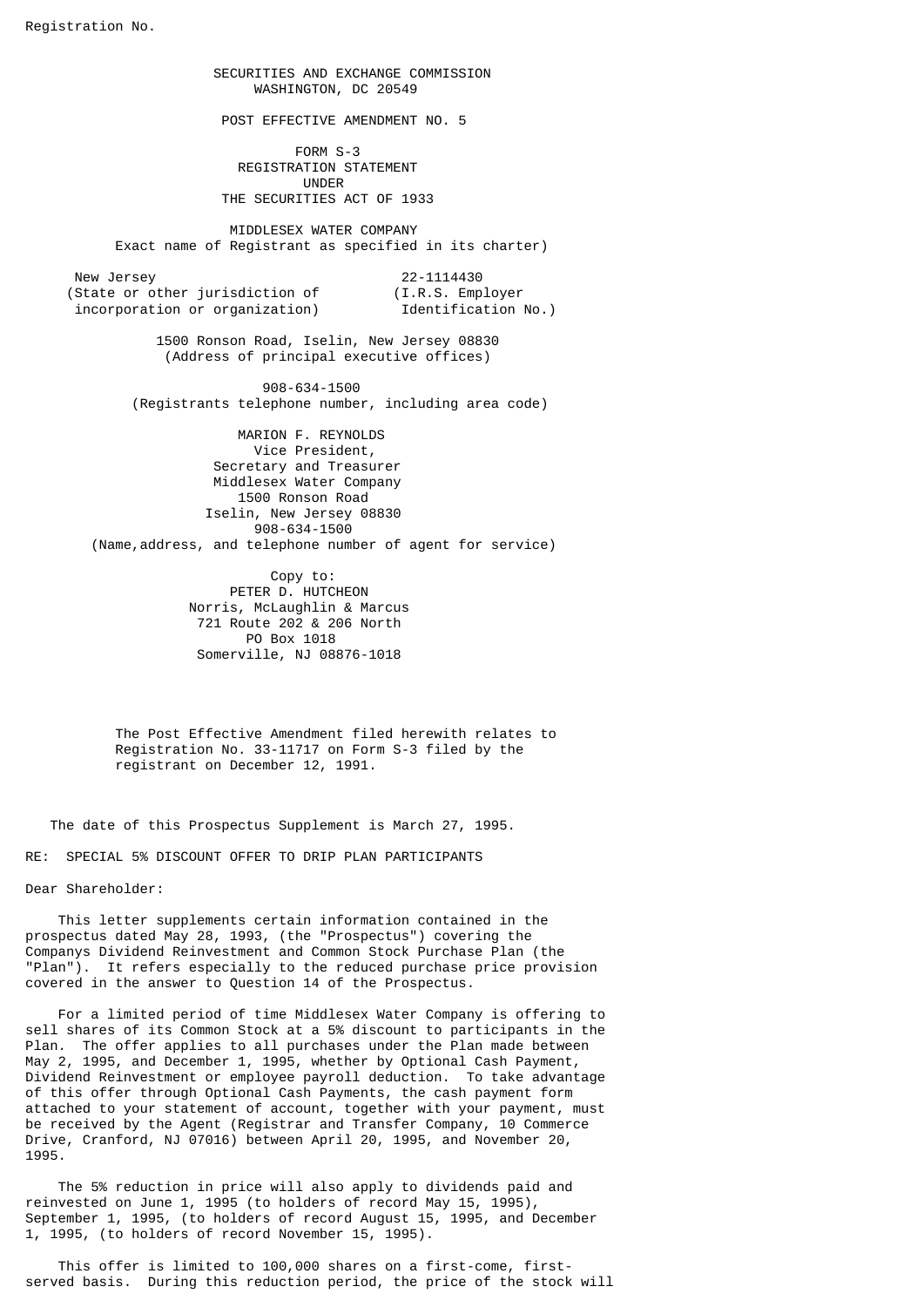Registration No.

SECURITIES AND EXCHANGE COMMISSION
WASHINGTON, DC 20549

POST EFFECTIVE AMENDMENT NO. 5

FORM S-3
REGISTRATION STATEMENT
UNDER
THE SECURITIES ACT OF 1933

MIDDLESEX WATER COMPANY
Exact name of Registrant as specified in its charter)

| | |
|---|---|
| New Jersey | 22-1114430 |
| (State or other jurisdiction of incorporation or organization) | (I.R.S. Employer Identification No.) |

1500 Ronson Road, Iselin, New Jersey 08830
(Address of principal executive offices)

908-634-1500
(Registrants telephone number, including area code)

MARION F. REYNOLDS
Vice President,
Secretary and Treasurer
Middlesex Water Company
1500 Ronson Road
Iselin, New Jersey 08830
908-634-1500
(Name,address, and telephone number of agent for service)

Copy to:
PETER D. HUTCHEON
Norris, McLaughlin & Marcus
721 Route 202 & 206 North
PO Box 1018
Somerville, NJ 08876-1018

The Post Effective Amendment filed herewith relates to Registration No. 33-11717 on Form S-3 filed by the registrant on December 12, 1991.

The date of this Prospectus Supplement is March 27, 1995.

RE: SPECIAL 5% DISCOUNT OFFER TO DRIP PLAN PARTICIPANTS

Dear Shareholder:

This letter supplements certain information contained in the prospectus dated May 28, 1993, (the "Prospectus") covering the Companys Dividend Reinvestment and Common Stock Purchase Plan (the "Plan"). It refers especially to the reduced purchase price provision covered in the answer to Question 14 of the Prospectus.

For a limited period of time Middlesex Water Company is offering to sell shares of its Common Stock at a 5% discount to participants in the Plan. The offer applies to all purchases under the Plan made between May 2, 1995, and December 1, 1995, whether by Optional Cash Payment, Dividend Reinvestment or employee payroll deduction. To take advantage of this offer through Optional Cash Payments, the cash payment form attached to your statement of account, together with your payment, must be received by the Agent (Registrar and Transfer Company, 10 Commerce Drive, Cranford, NJ 07016) between April 20, 1995, and November 20, 1995.

The 5% reduction in price will also apply to dividends paid and reinvested on June 1, 1995 (to holders of record May 15, 1995), September 1, 1995, (to holders of record August 15, 1995, and December 1, 1995, (to holders of record November 15, 1995).

This offer is limited to 100,000 shares on a first-come, first-served basis. During this reduction period, the price of the stock will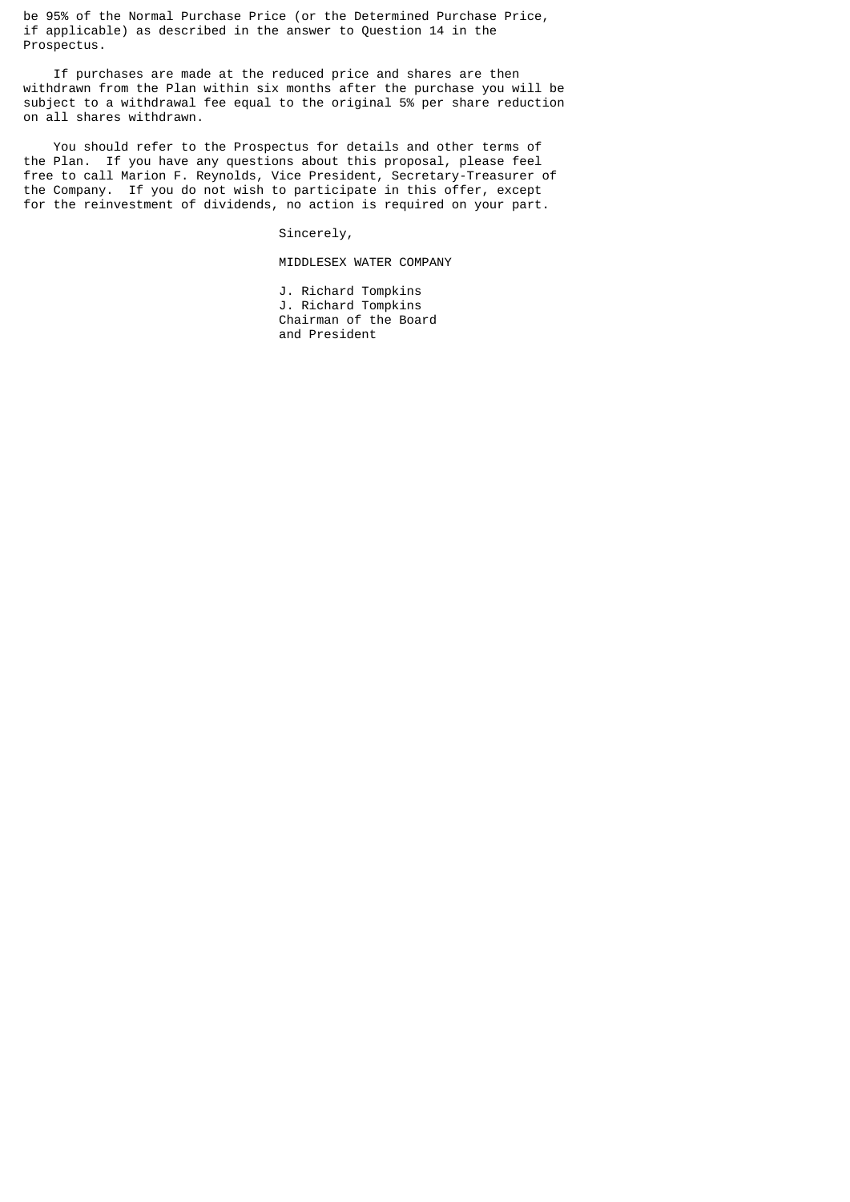be 95% of the Normal Purchase Price (or the Determined Purchase Price, if applicable) as described in the answer to Question 14 in the Prospectus.

If purchases are made at the reduced price and shares are then withdrawn from the Plan within six months after the purchase you will be subject to a withdrawal fee equal to the original 5% per share reduction on all shares withdrawn.

You should refer to the Prospectus for details and other terms of the Plan. If you have any questions about this proposal, please feel free to call Marion F. Reynolds, Vice President, Secretary-Treasurer of the Company. If you do not wish to participate in this offer, except for the reinvestment of dividends, no action is required on your part.

Sincerely,

MIDDLESEX WATER COMPANY

J. Richard Tompkins
J. Richard Tompkins
Chairman of the Board
and President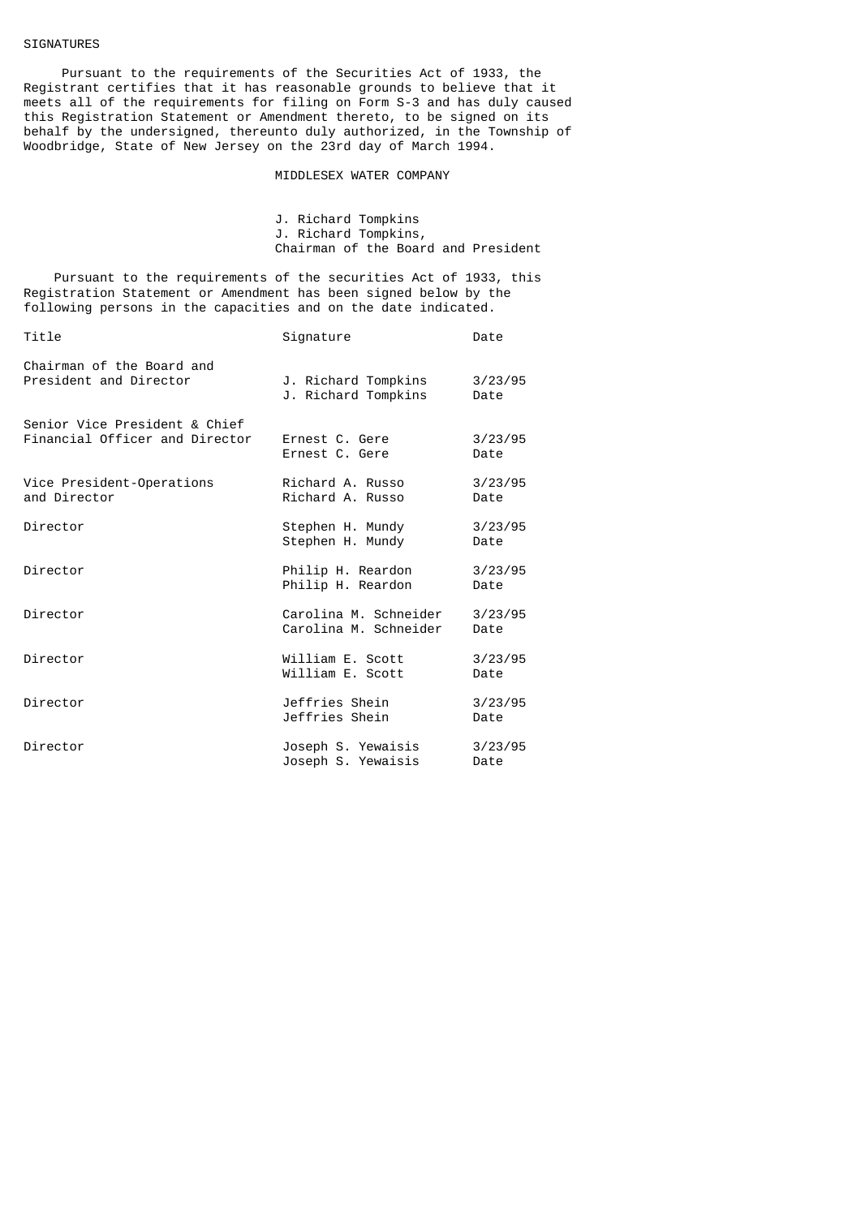SIGNATURES

Pursuant to the requirements of the Securities Act of 1933, the Registrant certifies that it has reasonable grounds to believe that it meets all of the requirements for filing on Form S-3 and has duly caused this Registration Statement or Amendment thereto, to be signed on its behalf by the undersigned, thereunto duly authorized, in the Township of Woodbridge, State of New Jersey on the 23rd day of March 1994.

MIDDLESEX WATER COMPANY

J. Richard Tompkins
J. Richard Tompkins,
Chairman of the Board and President

Pursuant to the requirements of the securities Act of 1933, this Registration Statement or Amendment has been signed below by the following persons in the capacities and on the date indicated.

| Title | Signature | Date |
|---|---|---|
| Chairman of the Board and President and Director | J. Richard Tompkins<br>J. Richard Tompkins | 3/23/95<br>Date |
| Senior Vice President & Chief Financial Officer and Director | Ernest C. Gere<br>Ernest C. Gere | 3/23/95<br>Date |
| Vice President-Operations and Director | Richard A. Russo<br>Richard A. Russo | 3/23/95<br>Date |
| Director | Stephen H. Mundy<br>Stephen H. Mundy | 3/23/95<br>Date |
| Director | Philip H. Reardon<br>Philip H. Reardon | 3/23/95<br>Date |
| Director | Carolina M. Schneider<br>Carolina M. Schneider | 3/23/95<br>Date |
| Director | William E. Scott<br>William E. Scott | 3/23/95<br>Date |
| Director | Jeffries Shein<br>Jeffries Shein | 3/23/95<br>Date |
| Director | Joseph S. Yewaisis<br>Joseph S. Yewaisis | 3/23/95<br>Date |